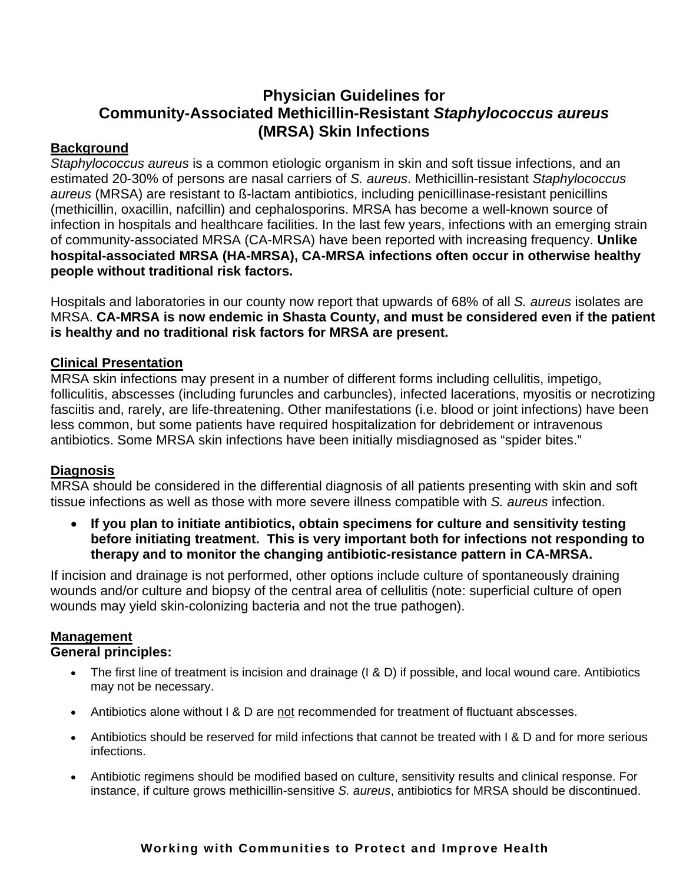# Physician Guidelines for Community-Associated Methicillin-Resistant *Staphylococcus aureus* (MRSA) Skin Infections

## Background

*Staphylococcus aureus* is a common etiologic organism in skin and soft tissue infections, and an estimated 20-30% of persons are nasal carriers of *S. aureus*. Methicillin-resistant *Staphylococcus aureus* (MRSA) are resistant to ß-lactam antibiotics, including penicillinase-resistant penicillins (methicillin, oxacillin, nafcillin) and cephalosporins. MRSA has become a well-known source of infection in hospitals and healthcare facilities. In the last few years, infections with an emerging strain of community-associated MRSA (CA-MRSA) have been reported with increasing frequency. **Unlike hospital-associated MRSA (HA-MRSA), CA-MRSA infections often occur in otherwise healthy people without traditional risk factors.**

Hospitals and laboratories in our county now report that upwards of 68% of all *S. aureus* isolates are MRSA. **CA-MRSA is now endemic in Shasta County, and must be considered even if the patient is healthy and no traditional risk factors for MRSA are present.**

## Clinical Presentation

MRSA skin infections may present in a number of different forms including cellulitis, impetigo, folliculitis, abscesses (including furuncles and carbuncles), infected lacerations, myositis or necrotizing fasciitis and, rarely, are life-threatening. Other manifestations (i.e. blood or joint infections) have been less common, but some patients have required hospitalization for debridement or intravenous antibiotics. Some MRSA skin infections have been initially misdiagnosed as "spider bites."

## Diagnosis

MRSA should be considered in the differential diagnosis of all patients presenting with skin and soft tissue infections as well as those with more severe illness compatible with *S. aureus* infection.

- **If you plan to initiate antibiotics, obtain specimens for culture and sensitivity testing before initiating treatment. This is very important both for infections not responding to therapy and to monitor the changing antibiotic-resistance pattern in CA-MRSA.**

If incision and drainage is not performed, other options include culture of spontaneously draining wounds and/or culture and biopsy of the central area of cellulitis (note: superficial culture of open wounds may yield skin-colonizing bacteria and not the true pathogen).

## Management

### General principles:

- The first line of treatment is incision and drainage (I & D) if possible, and local wound care. Antibiotics may not be necessary.
- Antibiotics alone without I & D are not recommended for treatment of fluctuant abscesses.
- Antibiotics should be reserved for mild infections that cannot be treated with I & D and for more serious infections.
- Antibiotic regimens should be modified based on culture, sensitivity results and clinical response. For instance, if culture grows methicillin-sensitive *S. aureus*, antibiotics for MRSA should be discontinued.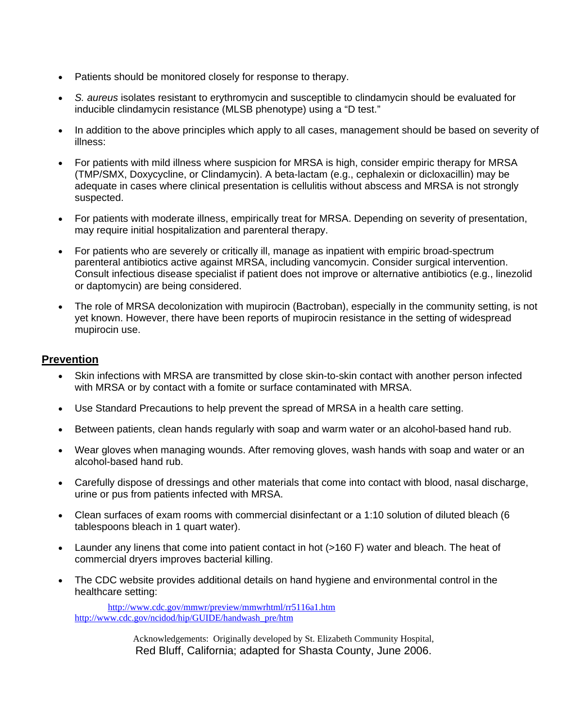- Patients should be monitored closely for response to therapy.
- *S. aureus* isolates resistant to erythromycin and susceptible to clindamycin should be evaluated for inducible clindamycin resistance (MLSB phenotype) using a "D test."
- In addition to the above principles which apply to all cases, management should be based on severity of illness:
- For patients with mild illness where suspicion for MRSA is high, consider empiric therapy for MRSA (TMP/SMX, Doxycycline, or Clindamycin). A beta-lactam (e.g., cephalexin or dicloxacillin) may be adequate in cases where clinical presentation is cellulitis without abscess and MRSA is not strongly suspected.
- For patients with moderate illness, empirically treat for MRSA. Depending on severity of presentation, may require initial hospitalization and parenteral therapy.
- For patients who are severely or critically ill, manage as inpatient with empiric broad-spectrum parenteral antibiotics active against MRSA, including vancomycin. Consider surgical intervention. Consult infectious disease specialist if patient does not improve or alternative antibiotics (e.g., linezolid or daptomycin) are being considered.
- The role of MRSA decolonization with mupirocin (Bactroban), especially in the community setting, is not yet known. However, there have been reports of mupirocin resistance in the setting of widespread mupirocin use.

## Prevention

- Skin infections with MRSA are transmitted by close skin-to-skin contact with another person infected with MRSA or by contact with a fomite or surface contaminated with MRSA.
- Use Standard Precautions to help prevent the spread of MRSA in a health care setting.
- Between patients, clean hands regularly with soap and warm water or an alcohol-based hand rub.
- Wear gloves when managing wounds. After removing gloves, wash hands with soap and water or an alcohol-based hand rub.
- Carefully dispose of dressings and other materials that come into contact with blood, nasal discharge, urine or pus from patients infected with MRSA.
- Clean surfaces of exam rooms with commercial disinfectant or a 1:10 solution of diluted bleach (6 tablespoons bleach in 1 quart water).
- Launder any linens that come into patient contact in hot (>160 F) water and bleach. The heat of commercial dryers improves bacterial killing.
- The CDC website provides additional details on hand hygiene and environmental control in the healthcare setting:

  http://www.cdc.gov/mmwr/preview/mmwrhtml/rr5116a1.htm
  http://www.cdc.gov/ncidod/hip/GUIDE/handwash_pre/htm

Acknowledgements: Originally developed by St. Elizabeth Community Hospital, Red Bluff, California; adapted for Shasta County, June 2006.